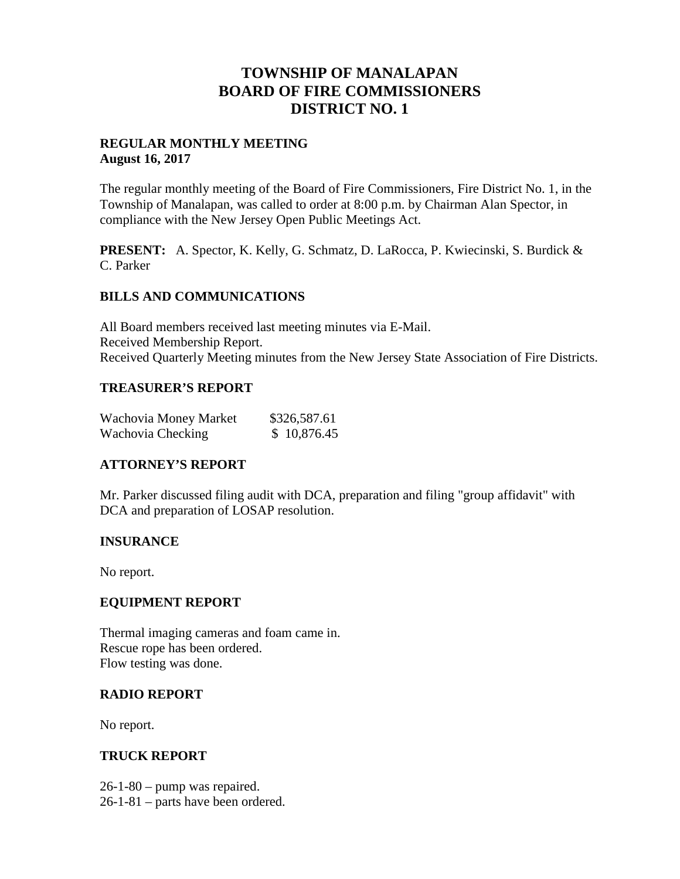# TOWNSHIP OF MANALAPAN
# BOARD OF FIRE COMMISSIONERS
# DISTRICT NO. 1

**REGULAR MONTHLY MEETING**
**August 16, 2017**

The regular monthly meeting of the Board of Fire Commissioners, Fire District No. 1, in the Township of Manalapan, was called to order at 8:00 p.m. by Chairman Alan Spector, in compliance with the New Jersey Open Public Meetings Act.

**PRESENT:** A. Spector, K. Kelly, G. Schmatz, D. LaRocca, P. Kwiecinski, S. Burdick & C. Parker

## BILLS AND COMMUNICATIONS

All Board members received last meeting minutes via E-Mail.
Received Membership Report.
Received Quarterly Meeting minutes from the New Jersey State Association of Fire Districts.

## TREASURER'S REPORT

| | |
|---|---|
| Wachovia Money Market | $326,587.61 |
| Wachovia Checking | $ 10,876.45 |

## ATTORNEY'S REPORT

Mr. Parker discussed filing audit with DCA, preparation and filing "group affidavit" with DCA and preparation of LOSAP resolution.

## INSURANCE

No report.

## EQUIPMENT REPORT

Thermal imaging cameras and foam came in.
Rescue rope has been ordered.
Flow testing was done.

## RADIO REPORT

No report.

## TRUCK REPORT

26-1-80 – pump was repaired.
26-1-81 – parts have been ordered.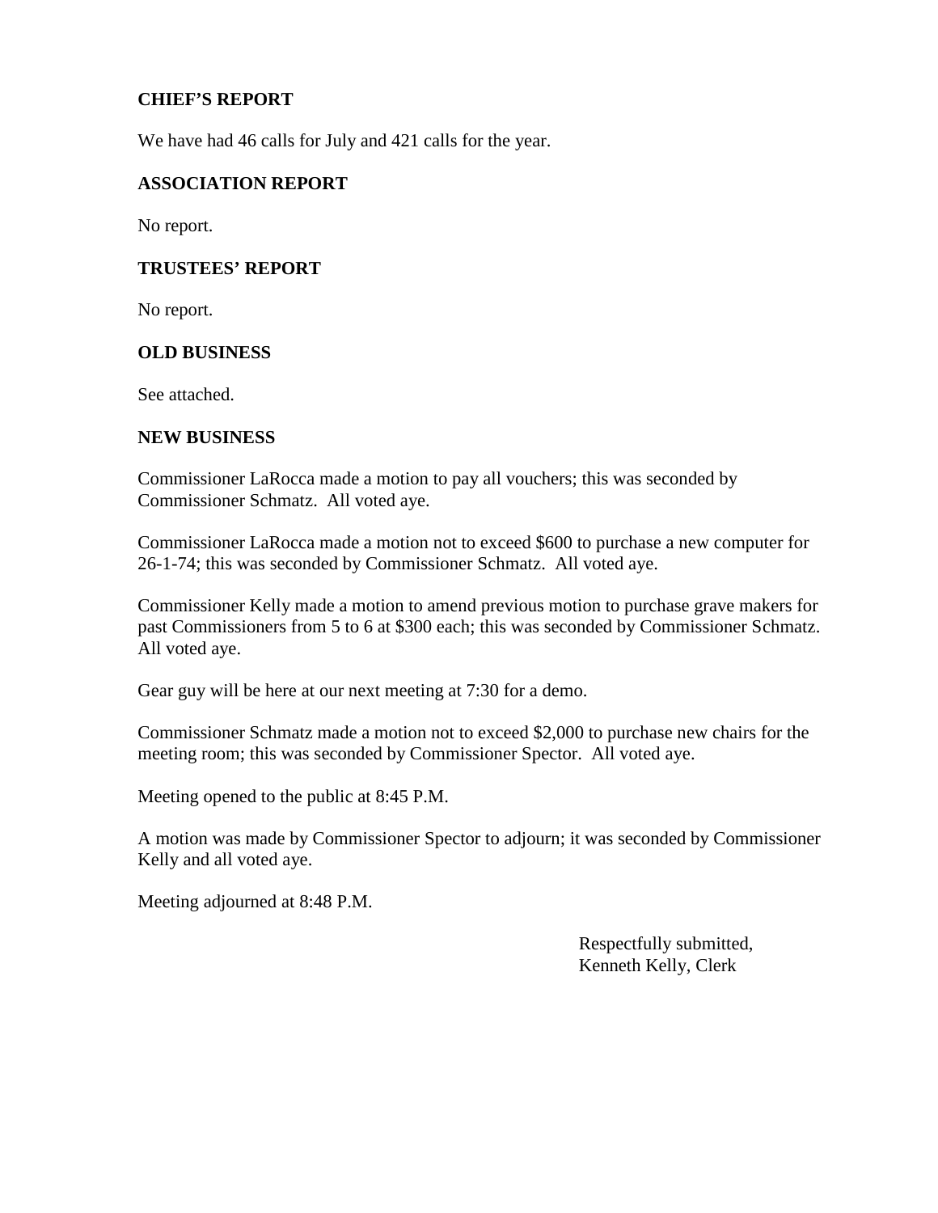**CHIEF'S REPORT**

We have had 46 calls for July and 421 calls for the year.

**ASSOCIATION REPORT**

No report.

**TRUSTEES' REPORT**

No report.

**OLD BUSINESS**

See attached.

**NEW BUSINESS**

Commissioner LaRocca made a motion to pay all vouchers; this was seconded by Commissioner Schmatz. All voted aye.

Commissioner LaRocca made a motion not to exceed $600 to purchase a new computer for 26-1-74; this was seconded by Commissioner Schmatz. All voted aye.

Commissioner Kelly made a motion to amend previous motion to purchase grave makers for past Commissioners from 5 to 6 at $300 each; this was seconded by Commissioner Schmatz. All voted aye.

Gear guy will be here at our next meeting at 7:30 for a demo.

Commissioner Schmatz made a motion not to exceed $2,000 to purchase new chairs for the meeting room; this was seconded by Commissioner Spector. All voted aye.

Meeting opened to the public at 8:45 P.M.

A motion was made by Commissioner Spector to adjourn; it was seconded by Commissioner Kelly and all voted aye.

Meeting adjourned at 8:48 P.M.

Respectfully submitted,
Kenneth Kelly, Clerk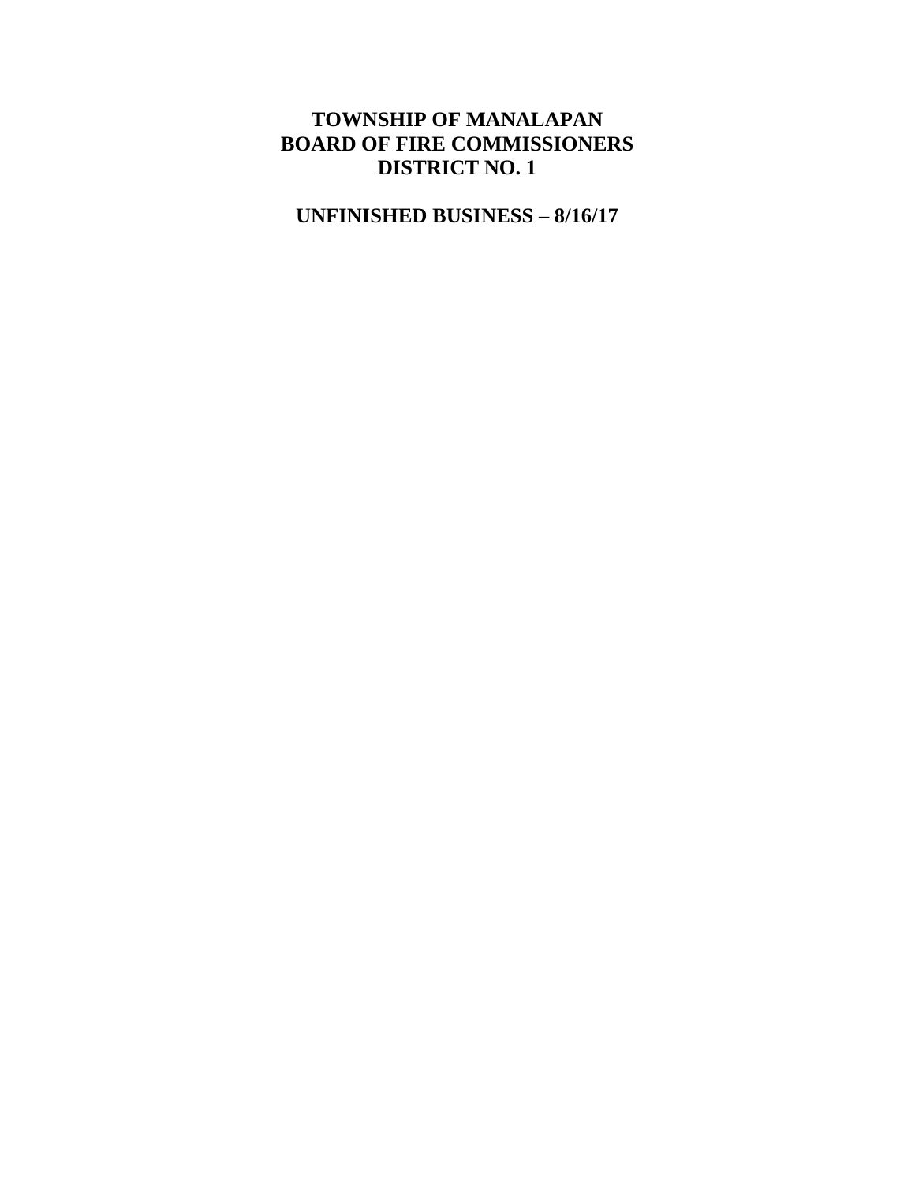# TOWNSHIP OF MANALAPAN
# BOARD OF FIRE COMMISSIONERS
# DISTRICT NO. 1

## UNFINISHED BUSINESS – 8/16/17